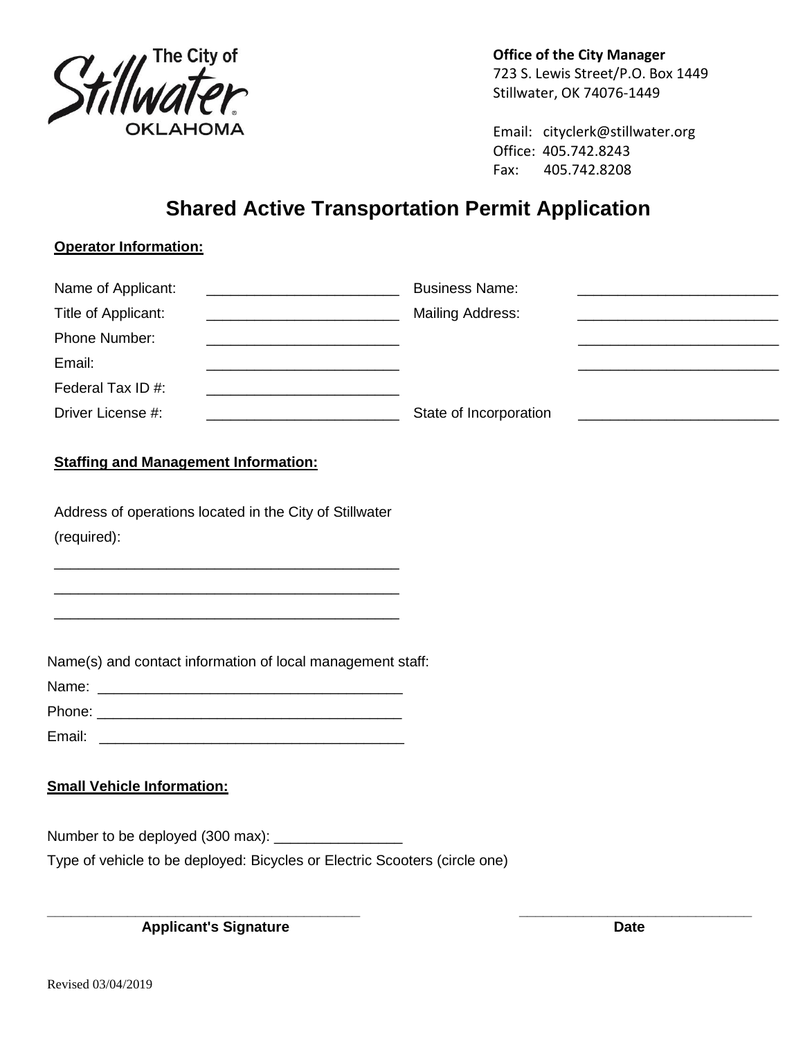The City of Stillwater OKLAHOMA

**Office of the City Manager**
723 S. Lewis Street/P.O. Box 1449
Stillwater, OK 74076-1449

Email: cityclerk@stillwater.org
Office: 405.742.8243
Fax: 405.742.8208

# Shared Active Transportation Permit Application

**Operator Information:**

Name of Applicant: ________________________ Business Name: ________________________

Title of Applicant: ________________________ Mailing Address: ________________________

Phone Number: ________________________ ________________________

Email: ________________________ ________________________

Federal Tax ID #: ________________________

Driver License #: ________________________ State of Incorporation ________________________

**Staffing and Management Information:**

Address of operations located in the City of Stillwater (required):

____________________________________________

____________________________________________

____________________________________________

Name(s) and contact information of local management staff:

Name: ______________________________________

Phone: ______________________________________

Email: ______________________________________

**Small Vehicle Information:**

Number to be deployed (300 max): ________________

Type of vehicle to be deployed: Bicycles or Electric Scooters (circle one)

________________________________________ ______________________________

**Applicant's Signature** **Date**

Revised 03/04/2019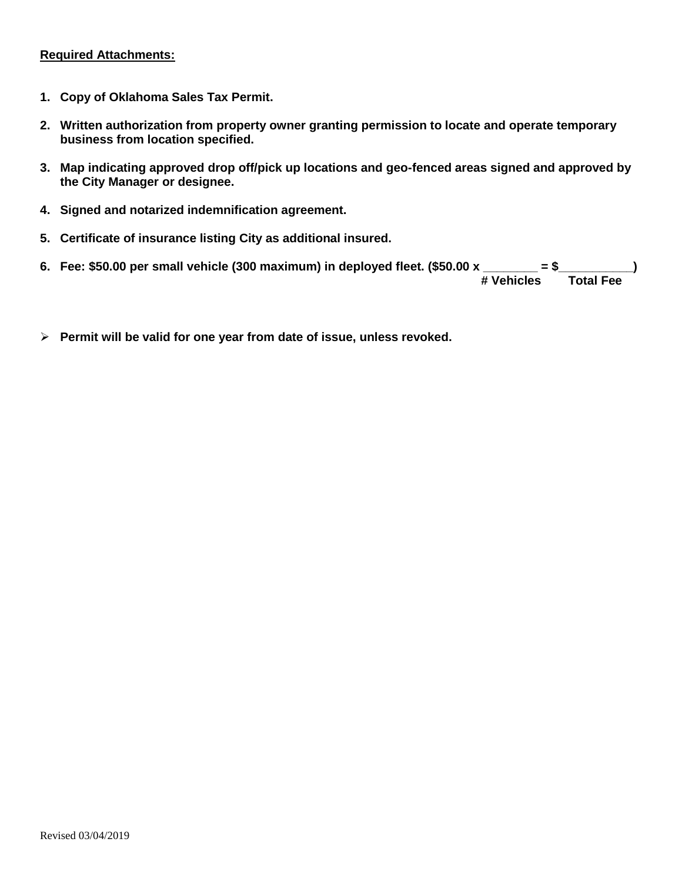**<u>Required Attachments:</u>**

1. **Copy of Oklahoma Sales Tax Permit.**
2. **Written authorization from property owner granting permission to locate and operate temporary business from location specified.**
3. **Map indicating approved drop off/pick up locations and geo-fenced areas signed and approved by the City Manager or designee.**
4. **Signed and notarized indemnification agreement.**
5. **Certificate of insurance listing City as additional insured.**
6. **Fee: $50.00 per small vehicle (300 maximum) in deployed fleet. ($50.00 x ________ = $___________)**
   **# Vehicles Total Fee**

- **Permit will be valid for one year from date of issue, unless revoked.**

Revised 03/04/2019